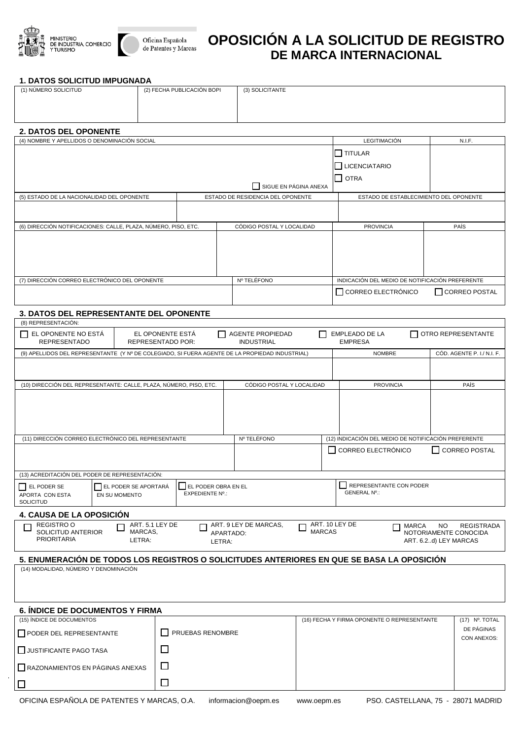MINISTERIO DE INDUSTRIA, COMERCIO Y TURISMO

Oficina Española de Patentes y Marcas

# OPOSICIÓN A LA SOLICITUD DE REGISTRO DE MARCA INTERNACIONAL

## 1. DATOS SOLICITUD IMPUGNADA

| (1) NÚMERO SOLICITUD | (2) FECHA PUBLICACIÓN BOPI | (3) SOLICITANTE |
|---|---|---|
| | | |

## 2. DATOS DEL OPONENTE

| (4) NOMBRE Y APELLIDOS O DENOMINACIÓN SOCIAL | LEGITIMACIÓN | N.I.F. |
|---|---|---|
| ☐ SIGUE EN PÁGINA ANEXA | ☐ TITULAR<br>☐ LICENCIATARIO<br>☐ OTRA | |

| (5) ESTADO DE LA NACIONALIDAD DEL OPONENTE | ESTADO DE RESIDENCIA DEL OPONENTE | ESTADO DE ESTABLECIMIENTO DEL OPONENTE |
|---|---|---|
| | | |

| (6) DIRECCIÓN NOTIFICACIONES: CALLE, PLAZA, NÚMERO, PISO, ETC. | CÓDIGO POSTAL Y LOCALIDAD | PROVINCIA | PAÍS |
|---|---|---|---|
| | | | |

| (7) DIRECCIÓN CORREO ELECTRÓNICO DEL OPONENTE | Nº TELÉFONO | INDICACIÓN DEL MEDIO DE NOTIFICACIÓN PREFERENTE |
|---|---|---|
| | | ☐ CORREO ELECTRÓNICO ☐ CORREO POSTAL |

## 3. DATOS DEL REPRESENTANTE DEL OPONENTE

(8) REPRESENTACIÓN:

☐ EL OPONENTE NO ESTÁ REPRESENTADO | EL OPONENTE ESTÁ REPRESENTADO POR: ☐ AGENTE PROPIEDAD INDUSTRIAL ☐ EMPLEADO DE LA EMPRESA ☐ OTRO REPRESENTANTE

| (9) APELLIDOS DEL REPRESENTANTE (Y Nº DE COLEGIADO, SI FUERA AGENTE DE LA PROPIEDAD INDUSTRIAL) | NOMBRE | CÓD. AGENTE P. I./ N.I. F. |
|---|---|---|
| | | |

| (10) DIRECCIÓN DEL REPRESENTANTE: CALLE, PLAZA, NÚMERO, PISO, ETC. | CÓDIGO POSTAL Y LOCALIDAD | PROVINCIA | PAÍS |
|---|---|---|---|
| | | | |

| (11) DIRECCIÓN CORREO ELECTRÓNICO DEL REPRESENTANTE | Nº TELÉFONO | (12) INDICACIÓN DEL MEDIO DE NOTIFICACIÓN PREFERENTE |
|---|---|---|
| | | ☐ CORREO ELECTRÓNICO ☐ CORREO POSTAL |

(13) ACREDITACIÓN DEL PODER DE REPRESENTACIÓN:

☐ EL PODER SE APORTA CON ESTA SOLICITUD | ☐ EL PODER SE APORTARÁ EN SU MOMENTO | ☐ EL PODER OBRA EN EL EXPEDIENTE Nº.: | ☐ REPRESENTANTE CON PODER GENERAL Nº.:

## 4. CAUSA DE LA OPOSICIÓN

☐ REGISTRO O SOLICITUD ANTERIOR PRIORITARIA | ☐ ART. 5.1 LEY DE MARCAS, LETRA: | ☐ ART. 9 LEY DE MARCAS, APARTADO: LETRA: | ☐ ART. 10 LEY DE MARCAS | ☐ MARCA NO REGISTRADA NOTORIAMENTE CONOCIDA ART. 6.2..d) LEY MARCAS

## 5. ENUMERACIÓN DE TODOS LOS REGISTROS O SOLICITUDES ANTERIORES EN QUE SE BASA LA OPOSICIÓN

(14) MODALIDAD, NÚMERO Y DENOMINACIÓN

## 6. ÍNDICE DE DOCUMENTOS Y FIRMA

| (15) ÍNDICE DE DOCUMENTOS | | (16) FECHA Y FIRMA OPONENTE O REPRESENTANTE | (17) Nº. TOTAL DE PÁGINAS CON ANEXOS: |
|---|---|---|---|
| ☐ PODER DEL REPRESENTANTE | ☐ PRUEBAS RENOMBRE | | |
| ☐ JUSTIFICANTE PAGO TASA | ☐ | | |
| ☐ RAZONAMIENTOS EN PÁGINAS ANEXAS | ☐ | | |
| ☐ | ☐ | | |

OFICINA ESPAÑOLA DE PATENTES Y MARCAS, O.A. informacion@oepm.es www.oepm.es PSO. CASTELLANA, 75 - 28071 MADRID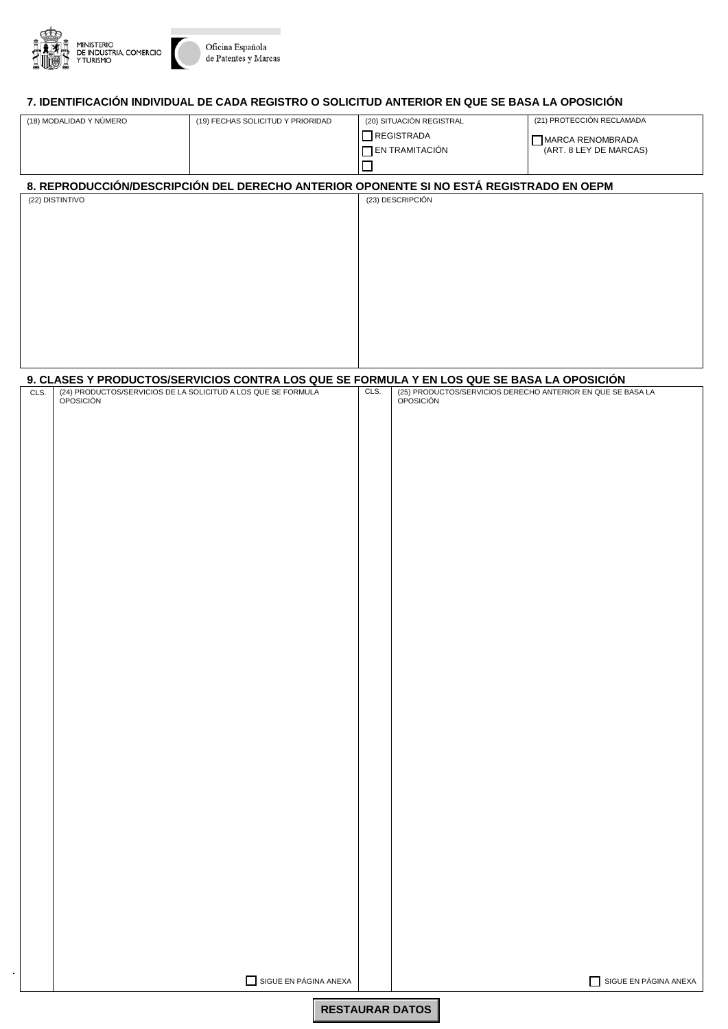MINISTERIO DE INDUSTRIA, COMERCIO Y TURISMO

Oficina Española de Patentes y Marcas

## 7. IDENTIFICACIÓN INDIVIDUAL DE CADA REGISTRO O SOLICITUD ANTERIOR EN QUE SE BASA LA OPOSICIÓN

| (18) MODALIDAD Y NÚMERO | (19) FECHAS SOLICITUD Y PRIORIDAD | (20) SITUACIÓN REGISTRAL | (21) PROTECCIÓN RECLAMADA |
|---|---|---|---|
| | | ☐ REGISTRADA<br>☐ EN TRAMITACIÓN<br>☐ | ☐ MARCA RENOMBRADA (ART. 8 LEY DE MARCAS) |

## 8. REPRODUCCIÓN/DESCRIPCIÓN DEL DERECHO ANTERIOR OPONENTE SI NO ESTÁ REGISTRADO EN OEPM

| (22) DISTINTIVO | (23) DESCRIPCIÓN |
|---|---|
| | |

## 9. CLASES Y PRODUCTOS/SERVICIOS CONTRA LOS QUE SE FORMULA Y EN LOS QUE SE BASA LA OPOSICIÓN

| CLS. | (24) PRODUCTOS/SERVICIOS DE LA SOLICITUD A LOS QUE SE FORMULA OPOSICIÓN | CLS. | (25) PRODUCTOS/SERVICIOS DERECHO ANTERIOR EN QUE SE BASA LA OPOSICIÓN |
|---|---|---|---|
| | ☐ SIGUE EN PÁGINA ANEXA | | ☐ SIGUE EN PÁGINA ANEXA |

RESTAURAR DATOS